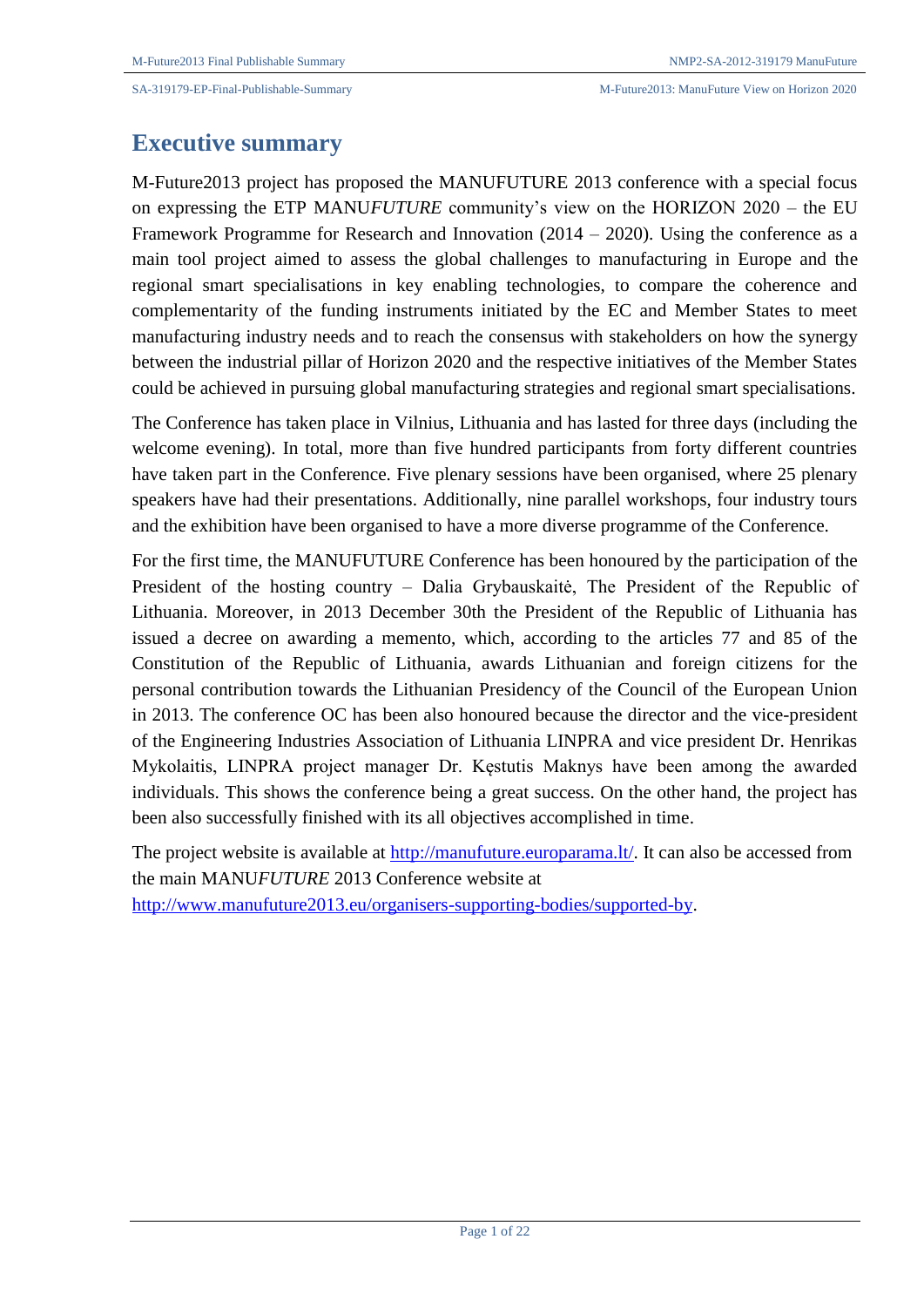# Executive summary

M-Future2013 project has proposed the MANUFUTURE 2013 conference with a special focus on expressing the ETP MANU*FUTURE* community's view on the HORIZON 2020 – the EU Framework Programme for Research and Innovation (2014 – 2020). Using the conference as a main tool project aimed to assess the global challenges to manufacturing in Europe and the regional smart specialisations in key enabling technologies, to compare the coherence and complementarity of the funding instruments initiated by the EC and Member States to meet manufacturing industry needs and to reach the consensus with stakeholders on how the synergy between the industrial pillar of Horizon 2020 and the respective initiatives of the Member States could be achieved in pursuing global manufacturing strategies and regional smart specialisations.

The Conference has taken place in Vilnius, Lithuania and has lasted for three days (including the welcome evening). In total, more than five hundred participants from forty different countries have taken part in the Conference. Five plenary sessions have been organised, where 25 plenary speakers have had their presentations. Additionally, nine parallel workshops, four industry tours and the exhibition have been organised to have a more diverse programme of the Conference.

For the first time, the MANUFUTURE Conference has been honoured by the participation of the President of the hosting country – Dalia Grybauskaitė, The President of the Republic of Lithuania. Moreover, in 2013 December 30th the President of the Republic of Lithuania has issued a decree on awarding a memento, which, according to the articles 77 and 85 of the Constitution of the Republic of Lithuania, awards Lithuanian and foreign citizens for the personal contribution towards the Lithuanian Presidency of the Council of the European Union in 2013. The conference OC has been also honoured because the director and the vice-president of the Engineering Industries Association of Lithuania LINPRA and vice president Dr. Henrikas Mykolaitis, LINPRA project manager Dr. Kęstutis Maknys have been among the awarded individuals. This shows the conference being a great success. On the other hand, the project has been also successfully finished with its all objectives accomplished in time.

The project website is available at [http://manufuture.europarama.lt/](http://manufuture.europarama.lt/). It can also be accessed from the main MANU*FUTURE* 2013 Conference website at [http://www.manufuture2013.eu/organisers-supporting-bodies/supported-by](http://www.manufuture2013.eu/organisers-supporting-bodies/supported-by).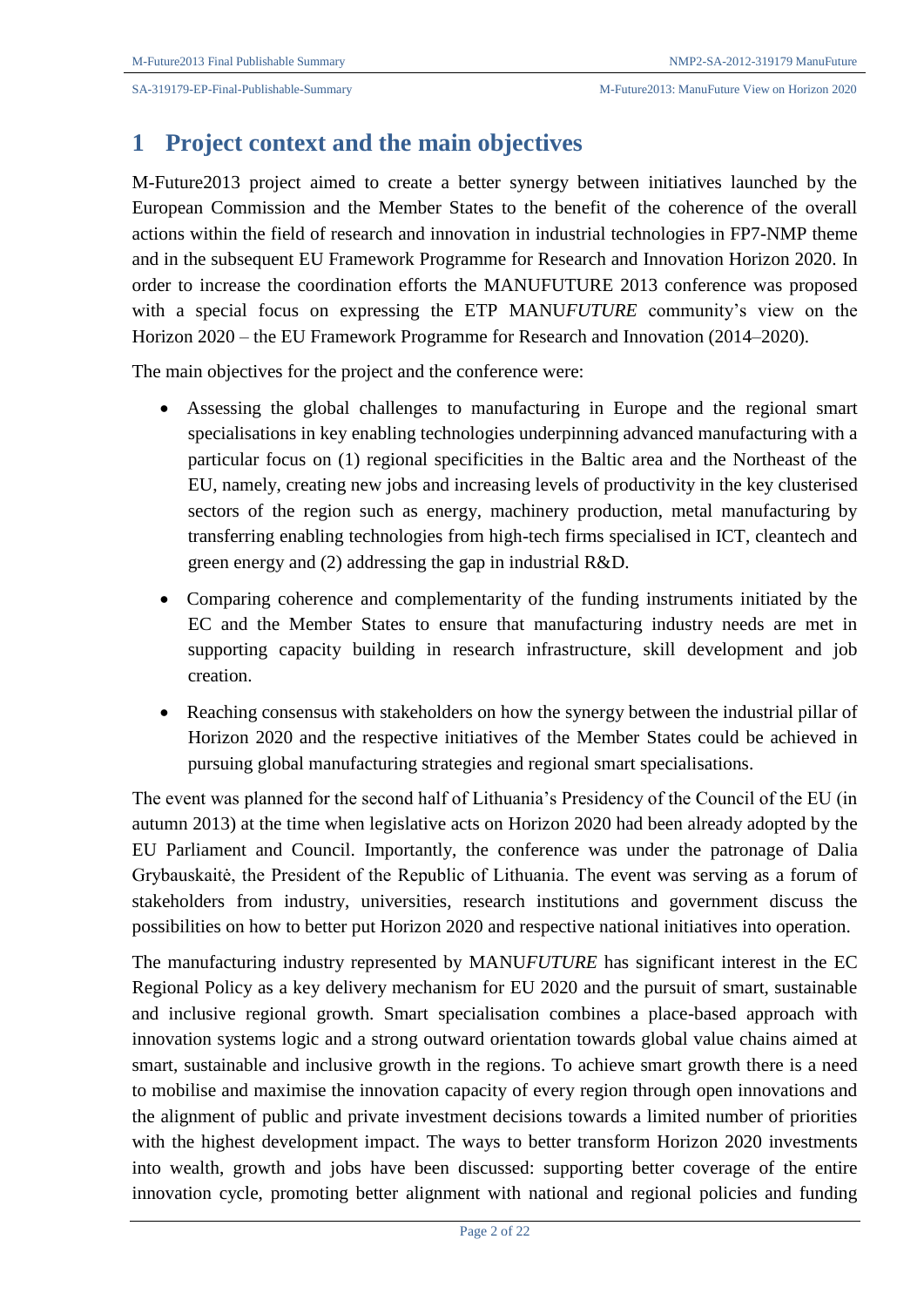# 1 Project context and the main objectives

M-Future2013 project aimed to create a better synergy between initiatives launched by the European Commission and the Member States to the benefit of the coherence of the overall actions within the field of research and innovation in industrial technologies in FP7-NMP theme and in the subsequent EU Framework Programme for Research and Innovation Horizon 2020. In order to increase the coordination efforts the MANUFUTURE 2013 conference was proposed with a special focus on expressing the ETP MANU*FUTURE* community's view on the Horizon 2020 – the EU Framework Programme for Research and Innovation (2014–2020).

The main objectives for the project and the conference were:

- Assessing the global challenges to manufacturing in Europe and the regional smart specialisations in key enabling technologies underpinning advanced manufacturing with a particular focus on (1) regional specificities in the Baltic area and the Northeast of the EU, namely, creating new jobs and increasing levels of productivity in the key clusterised sectors of the region such as energy, machinery production, metal manufacturing by transferring enabling technologies from high-tech firms specialised in ICT, cleantech and green energy and (2) addressing the gap in industrial R&D.
- Comparing coherence and complementarity of the funding instruments initiated by the EC and the Member States to ensure that manufacturing industry needs are met in supporting capacity building in research infrastructure, skill development and job creation.
- Reaching consensus with stakeholders on how the synergy between the industrial pillar of Horizon 2020 and the respective initiatives of the Member States could be achieved in pursuing global manufacturing strategies and regional smart specialisations.

The event was planned for the second half of Lithuania's Presidency of the Council of the EU (in autumn 2013) at the time when legislative acts on Horizon 2020 had been already adopted by the EU Parliament and Council. Importantly, the conference was under the patronage of Dalia Grybauskaitė, the President of the Republic of Lithuania. The event was serving as a forum of stakeholders from industry, universities, research institutions and government discuss the possibilities on how to better put Horizon 2020 and respective national initiatives into operation.

The manufacturing industry represented by MANU*FUTURE* has significant interest in the EC Regional Policy as a key delivery mechanism for EU 2020 and the pursuit of smart, sustainable and inclusive regional growth. Smart specialisation combines a place-based approach with innovation systems logic and a strong outward orientation towards global value chains aimed at smart, sustainable and inclusive growth in the regions. To achieve smart growth there is a need to mobilise and maximise the innovation capacity of every region through open innovations and the alignment of public and private investment decisions towards a limited number of priorities with the highest development impact. The ways to better transform Horizon 2020 investments into wealth, growth and jobs have been discussed: supporting better coverage of the entire innovation cycle, promoting better alignment with national and regional policies and funding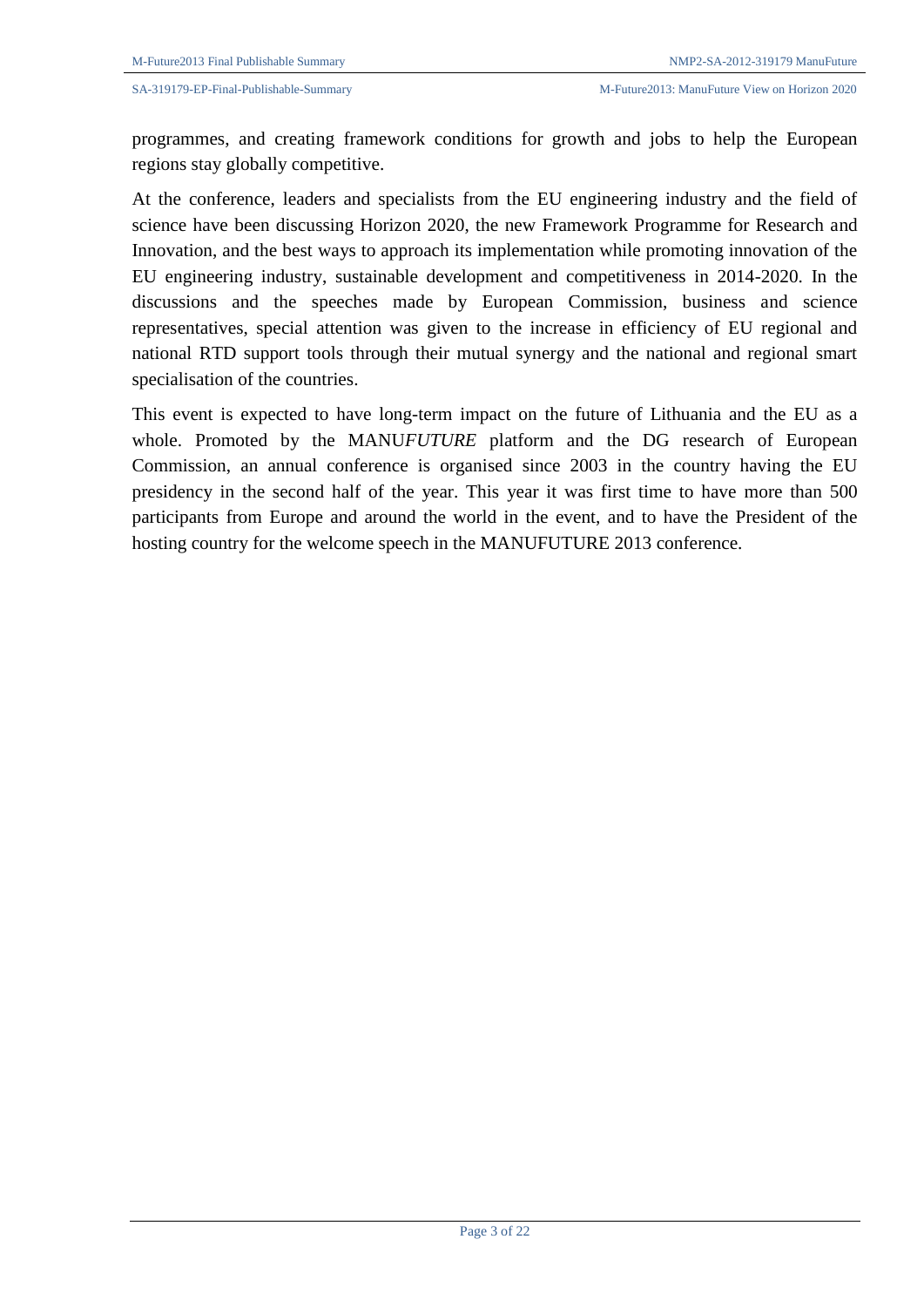programmes, and creating framework conditions for growth and jobs to help the European regions stay globally competitive.

At the conference, leaders and specialists from the EU engineering industry and the field of science have been discussing Horizon 2020, the new Framework Programme for Research and Innovation, and the best ways to approach its implementation while promoting innovation of the EU engineering industry, sustainable development and competitiveness in 2014-2020. In the discussions and the speeches made by European Commission, business and science representatives, special attention was given to the increase in efficiency of EU regional and national RTD support tools through their mutual synergy and the national and regional smart specialisation of the countries.

This event is expected to have long-term impact on the future of Lithuania and the EU as a whole. Promoted by the MANU*FUTURE* platform and the DG research of European Commission, an annual conference is organised since 2003 in the country having the EU presidency in the second half of the year. This year it was first time to have more than 500 participants from Europe and around the world in the event, and to have the President of the hosting country for the welcome speech in the MANUFUTURE 2013 conference.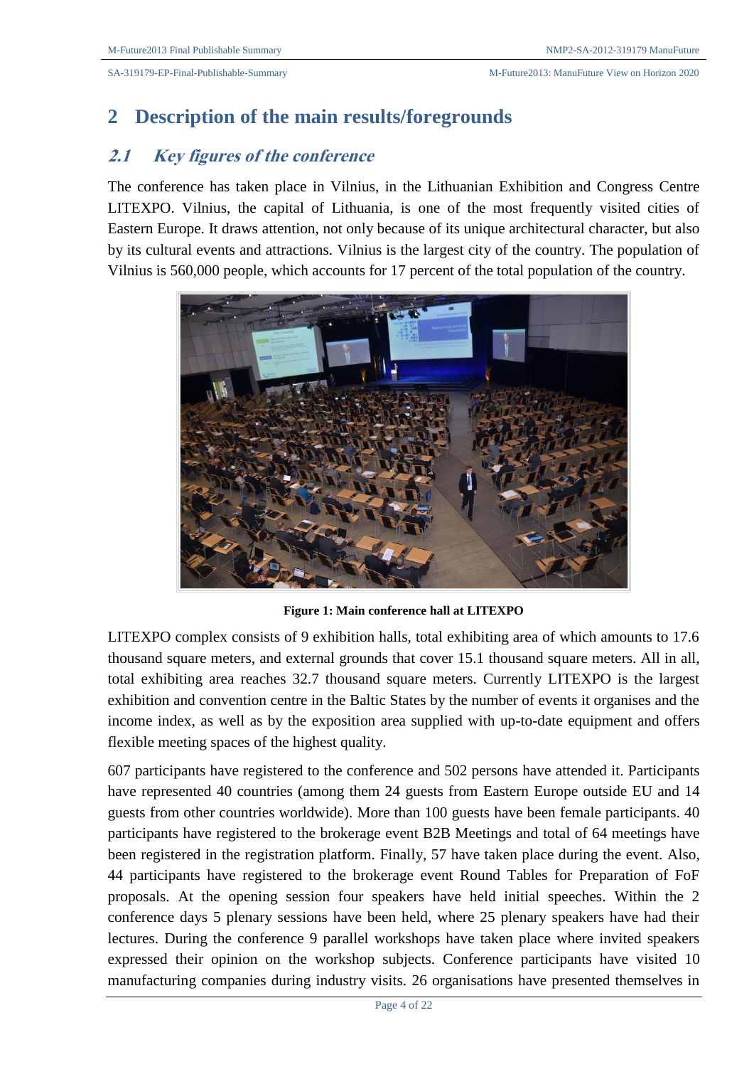# 2 Description of the main results/foregrounds

## 2.1 Key figures of the conference

The conference has taken place in Vilnius, in the Lithuanian Exhibition and Congress Centre LITEXPO. Vilnius, the capital of Lithuania, is one of the most frequently visited cities of Eastern Europe. It draws attention, not only because of its unique architectural character, but also by its cultural events and attractions. Vilnius is the largest city of the country. The population of Vilnius is 560,000 people, which accounts for 17 percent of the total population of the country.

**Figure 1: Main conference hall at LITEXPO**

LITEXPO complex consists of 9 exhibition halls, total exhibiting area of which amounts to 17.6 thousand square meters, and external grounds that cover 15.1 thousand square meters. All in all, total exhibiting area reaches 32.7 thousand square meters. Currently LITEXPO is the largest exhibition and convention centre in the Baltic States by the number of events it organises and the income index, as well as by the exposition area supplied with up-to-date equipment and offers flexible meeting spaces of the highest quality.

607 participants have registered to the conference and 502 persons have attended it. Participants have represented 40 countries (among them 24 guests from Eastern Europe outside EU and 14 guests from other countries worldwide). More than 100 guests have been female participants. 40 participants have registered to the brokerage event B2B Meetings and total of 64 meetings have been registered in the registration platform. Finally, 57 have taken place during the event. Also, 44 participants have registered to the brokerage event Round Tables for Preparation of FoF proposals. At the opening session four speakers have held initial speeches. Within the 2 conference days 5 plenary sessions have been held, where 25 plenary speakers have had their lectures. During the conference 9 parallel workshops have taken place where invited speakers expressed their opinion on the workshop subjects. Conference participants have visited 10 manufacturing companies during industry visits. 26 organisations have presented themselves in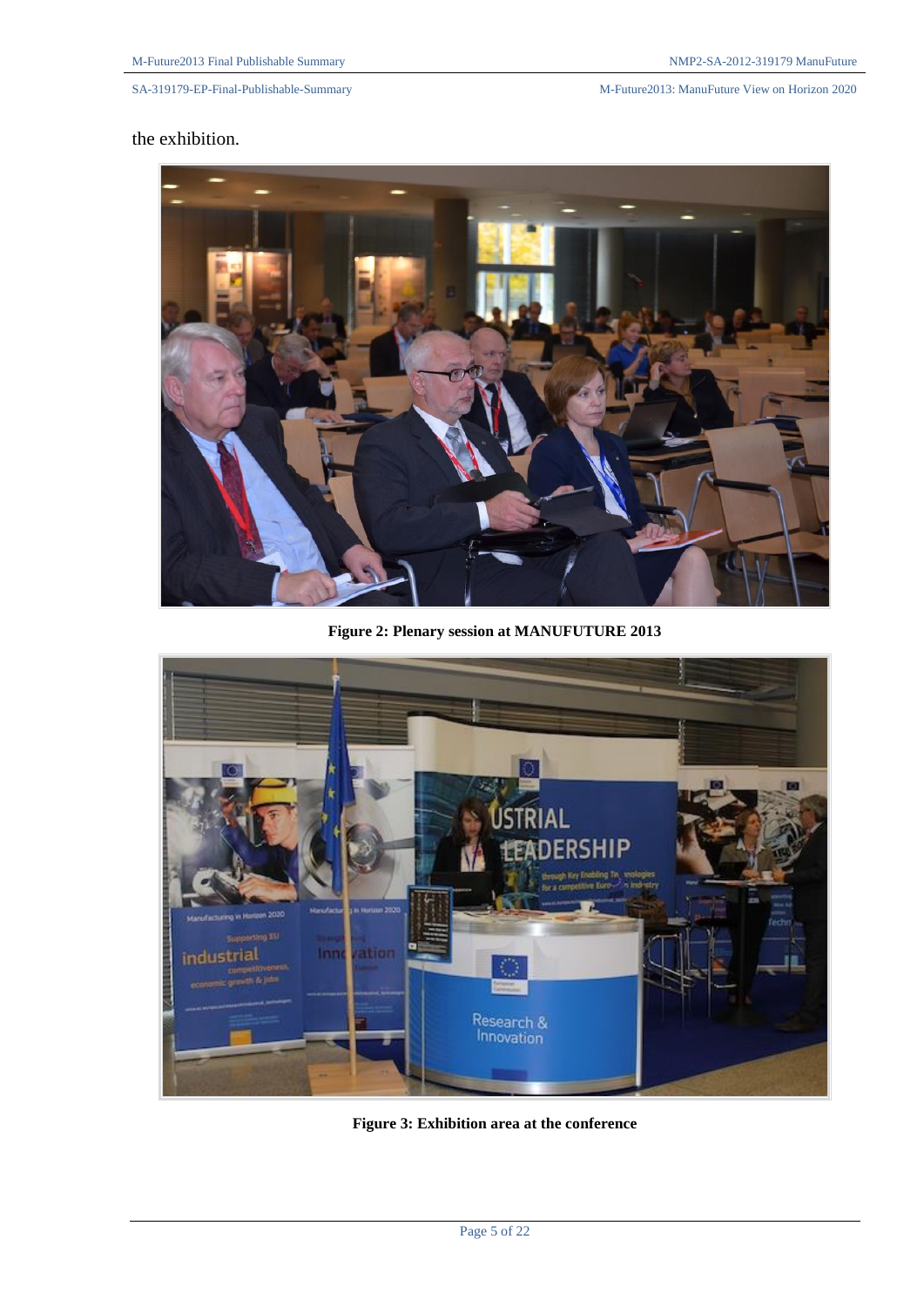the exhibition.

Figure 2: Plenary session at MANUFUTURE 2013

Figure 3: Exhibition area at the conference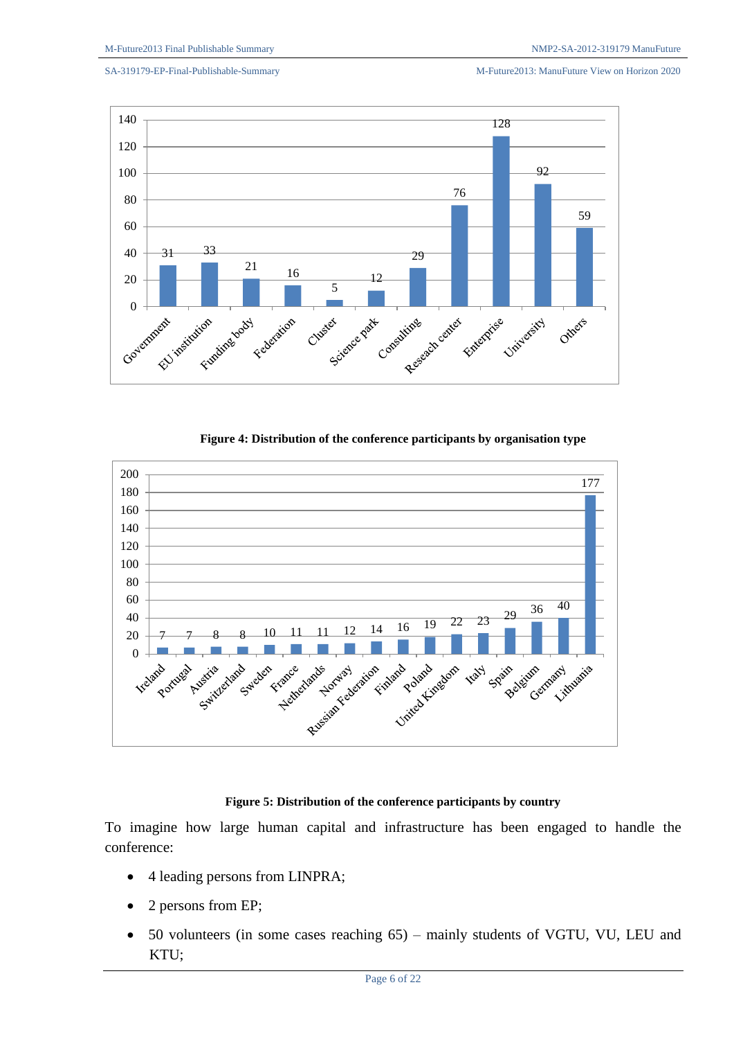Figure 4: Distribution of the conference participants by organisation type

Figure 5: Distribution of the conference participants by country

To imagine how large human capital and infrastructure has been engaged to handle the conference:

- 4 leading persons from LINPRA;
- 2 persons from EP;
- 50 volunteers (in some cases reaching 65) – mainly students of VGTU, VU, LEU and KTU;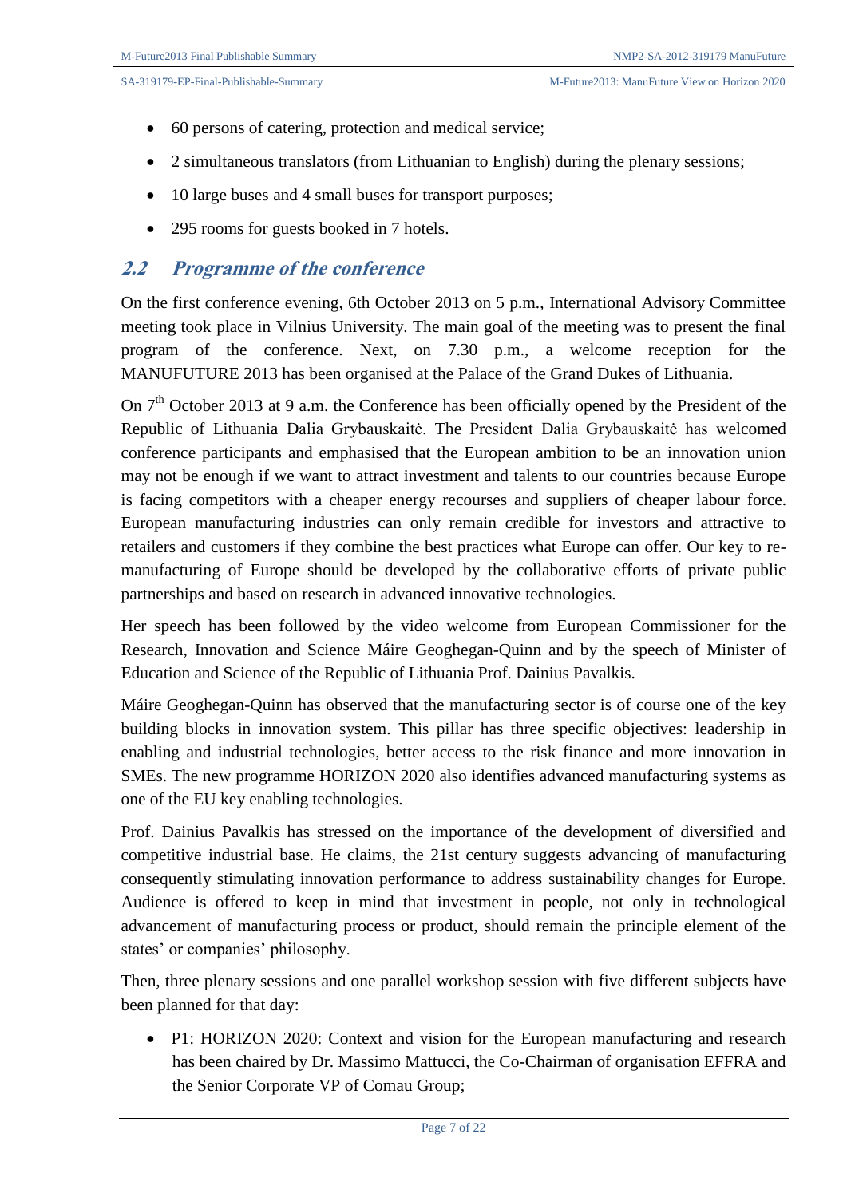- 60 persons of catering, protection and medical service;
- 2 simultaneous translators (from Lithuanian to English) during the plenary sessions;
- 10 large buses and 4 small buses for transport purposes;
- 295 rooms for guests booked in 7 hotels.

## 2.2 Programme of the conference

On the first conference evening, 6th October 2013 on 5 p.m., International Advisory Committee meeting took place in Vilnius University. The main goal of the meeting was to present the final program of the conference. Next, on 7.30 p.m., a welcome reception for the MANUFUTURE 2013 has been organised at the Palace of the Grand Dukes of Lithuania.

On 7th October 2013 at 9 a.m. the Conference has been officially opened by the President of the Republic of Lithuania Dalia Grybauskaitė. The President Dalia Grybauskaitė has welcomed conference participants and emphasised that the European ambition to be an innovation union may not be enough if we want to attract investment and talents to our countries because Europe is facing competitors with a cheaper energy recourses and suppliers of cheaper labour force. European manufacturing industries can only remain credible for investors and attractive to retailers and customers if they combine the best practices what Europe can offer. Our key to re-manufacturing of Europe should be developed by the collaborative efforts of private public partnerships and based on research in advanced innovative technologies.

Her speech has been followed by the video welcome from European Commissioner for the Research, Innovation and Science Máire Geoghegan-Quinn and by the speech of Minister of Education and Science of the Republic of Lithuania Prof. Dainius Pavalkis.

Máire Geoghegan-Quinn has observed that the manufacturing sector is of course one of the key building blocks in innovation system. This pillar has three specific objectives: leadership in enabling and industrial technologies, better access to the risk finance and more innovation in SMEs. The new programme HORIZON 2020 also identifies advanced manufacturing systems as one of the EU key enabling technologies.

Prof. Dainius Pavalkis has stressed on the importance of the development of diversified and competitive industrial base. He claims, the 21st century suggests advancing of manufacturing consequently stimulating innovation performance to address sustainability changes for Europe. Audience is offered to keep in mind that investment in people, not only in technological advancement of manufacturing process or product, should remain the principle element of the states' or companies' philosophy.

Then, three plenary sessions and one parallel workshop session with five different subjects have been planned for that day:

- P1: HORIZON 2020: Context and vision for the European manufacturing and research has been chaired by Dr. Massimo Mattucci, the Co-Chairman of organisation EFFRA and the Senior Corporate VP of Comau Group;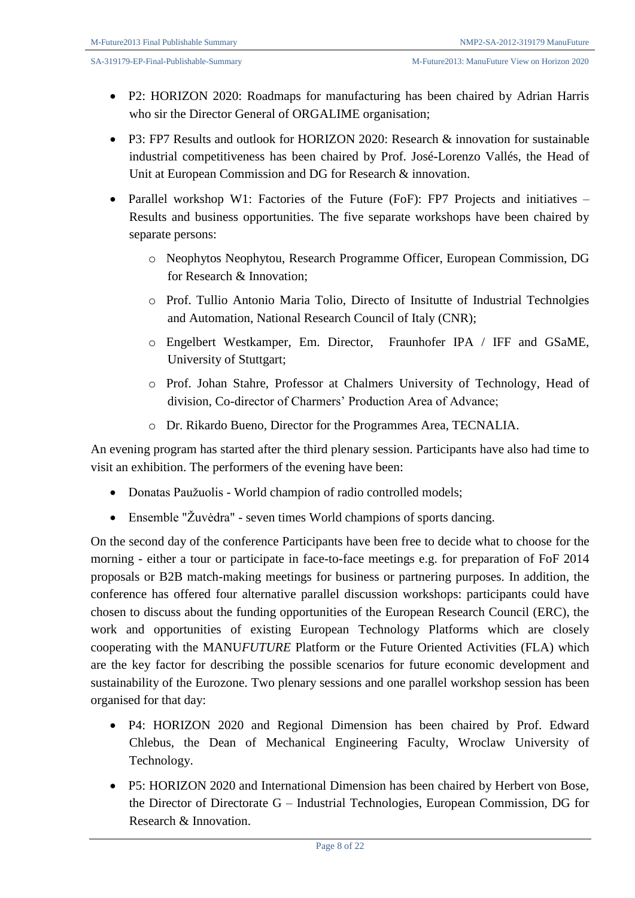- P2: HORIZON 2020: Roadmaps for manufacturing has been chaired by Adrian Harris who sir the Director General of ORGALIME organisation;
- P3: FP7 Results and outlook for HORIZON 2020: Research & innovation for sustainable industrial competitiveness has been chaired by Prof. José-Lorenzo Vallés, the Head of Unit at European Commission and DG for Research & innovation.
- Parallel workshop W1: Factories of the Future (FoF): FP7 Projects and initiatives – Results and business opportunities. The five separate workshops have been chaired by separate persons:
    - Neophytos Neophytou, Research Programme Officer, European Commission, DG for Research & Innovation;
    - Prof. Tullio Antonio Maria Tolio, Directo of Insitutte of Industrial Technolgies and Automation, National Research Council of Italy (CNR);
    - Engelbert Westkamper, Em. Director, Fraunhofer IPA / IFF and GSaME, University of Stuttgart;
    - Prof. Johan Stahre, Professor at Chalmers University of Technology, Head of division, Co-director of Charmers' Production Area of Advance;
    - Dr. Rikardo Bueno, Director for the Programmes Area, TECNALIA.

An evening program has started after the third plenary session. Participants have also had time to visit an exhibition. The performers of the evening have been:

- Donatas Paužuolis - World champion of radio controlled models;
- Ensemble "Žuvėdra" - seven times World champions of sports dancing.

On the second day of the conference Participants have been free to decide what to choose for the morning - either a tour or participate in face-to-face meetings e.g. for preparation of FoF 2014 proposals or B2B match-making meetings for business or partnering purposes. In addition, the conference has offered four alternative parallel discussion workshops: participants could have chosen to discuss about the funding opportunities of the European Research Council (ERC), the work and opportunities of existing European Technology Platforms which are closely cooperating with the MANU*FUTURE* Platform or the Future Oriented Activities (FLA) which are the key factor for describing the possible scenarios for future economic development and sustainability of the Eurozone. Two plenary sessions and one parallel workshop session has been organised for that day:

- P4: HORIZON 2020 and Regional Dimension has been chaired by Prof. Edward Chlebus, the Dean of Mechanical Engineering Faculty, Wroclaw University of Technology.
- P5: HORIZON 2020 and International Dimension has been chaired by Herbert von Bose, the Director of Directorate G – Industrial Technologies, European Commission, DG for Research & Innovation.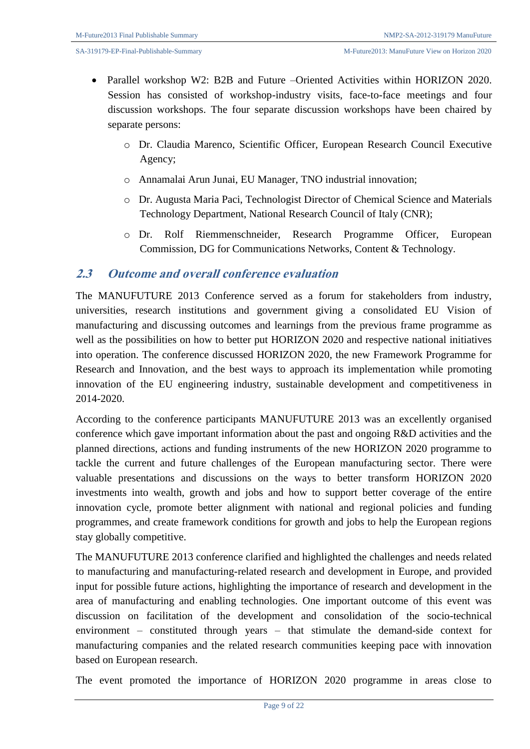- Parallel workshop W2: B2B and Future –Oriented Activities within HORIZON 2020. Session has consisted of workshop-industry visits, face-to-face meetings and four discussion workshops. The four separate discussion workshops have been chaired by separate persons:
  - Dr. Claudia Marenco, Scientific Officer, European Research Council Executive Agency;
  - Annamalai Arun Junai, EU Manager, TNO industrial innovation;
  - Dr. Augusta Maria Paci, Technologist Director of Chemical Science and Materials Technology Department, National Research Council of Italy (CNR);
  - Dr. Rolf Riemmenschneider, Research Programme Officer, European Commission, DG for Communications Networks, Content & Technology.

## 2.3 Outcome and overall conference evaluation

The MANUFUTURE 2013 Conference served as a forum for stakeholders from industry, universities, research institutions and government giving a consolidated EU Vision of manufacturing and discussing outcomes and learnings from the previous frame programme as well as the possibilities on how to better put HORIZON 2020 and respective national initiatives into operation. The conference discussed HORIZON 2020, the new Framework Programme for Research and Innovation, and the best ways to approach its implementation while promoting innovation of the EU engineering industry, sustainable development and competitiveness in 2014-2020.

According to the conference participants MANUFUTURE 2013 was an excellently organised conference which gave important information about the past and ongoing R&D activities and the planned directions, actions and funding instruments of the new HORIZON 2020 programme to tackle the current and future challenges of the European manufacturing sector. There were valuable presentations and discussions on the ways to better transform HORIZON 2020 investments into wealth, growth and jobs and how to support better coverage of the entire innovation cycle, promote better alignment with national and regional policies and funding programmes, and create framework conditions for growth and jobs to help the European regions stay globally competitive.

The MANUFUTURE 2013 conference clarified and highlighted the challenges and needs related to manufacturing and manufacturing-related research and development in Europe, and provided input for possible future actions, highlighting the importance of research and development in the area of manufacturing and enabling technologies. One important outcome of this event was discussion on facilitation of the development and consolidation of the socio-technical environment – constituted through years – that stimulate the demand-side context for manufacturing companies and the related research communities keeping pace with innovation based on European research.

The event promoted the importance of HORIZON 2020 programme in areas close to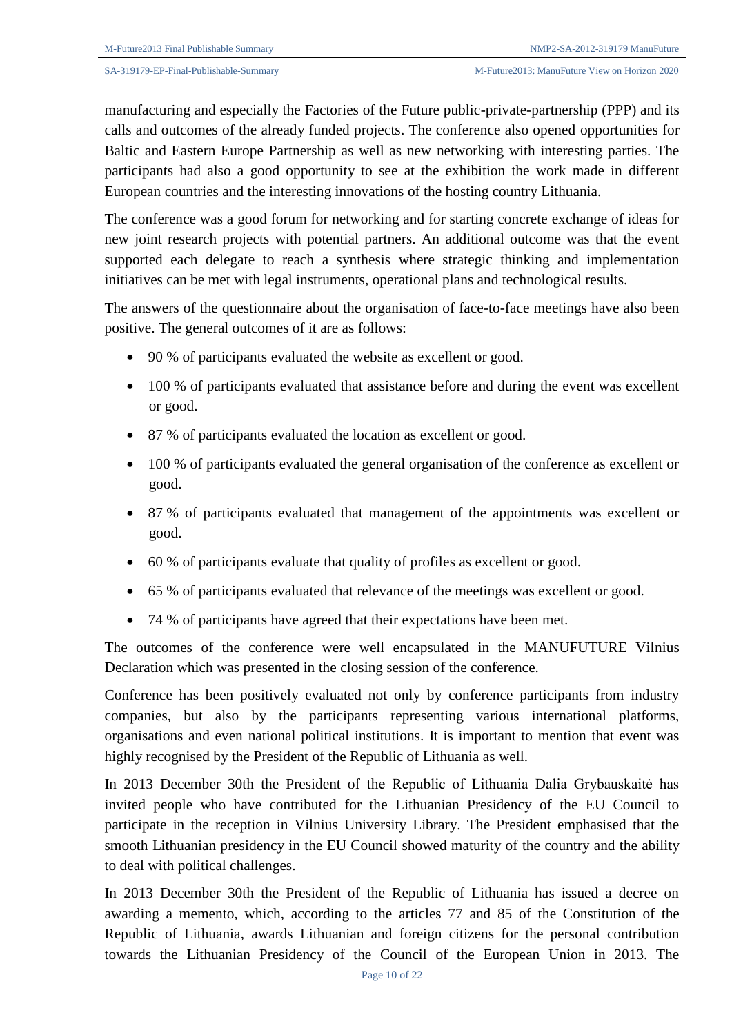manufacturing and especially the Factories of the Future public-private-partnership (PPP) and its calls and outcomes of the already funded projects. The conference also opened opportunities for Baltic and Eastern Europe Partnership as well as new networking with interesting parties. The participants had also a good opportunity to see at the exhibition the work made in different European countries and the interesting innovations of the hosting country Lithuania.

The conference was a good forum for networking and for starting concrete exchange of ideas for new joint research projects with potential partners. An additional outcome was that the event supported each delegate to reach a synthesis where strategic thinking and implementation initiatives can be met with legal instruments, operational plans and technological results.

The answers of the questionnaire about the organisation of face-to-face meetings have also been positive. The general outcomes of it are as follows:

- 90 % of participants evaluated the website as excellent or good.
- 100 % of participants evaluated that assistance before and during the event was excellent or good.
- 87 % of participants evaluated the location as excellent or good.
- 100 % of participants evaluated the general organisation of the conference as excellent or good.
- 87 % of participants evaluated that management of the appointments was excellent or good.
- 60 % of participants evaluate that quality of profiles as excellent or good.
- 65 % of participants evaluated that relevance of the meetings was excellent or good.
- 74 % of participants have agreed that their expectations have been met.

The outcomes of the conference were well encapsulated in the MANUFUTURE Vilnius Declaration which was presented in the closing session of the conference.

Conference has been positively evaluated not only by conference participants from industry companies, but also by the participants representing various international platforms, organisations and even national political institutions. It is important to mention that event was highly recognised by the President of the Republic of Lithuania as well.

In 2013 December 30th the President of the Republic of Lithuania Dalia Grybauskaitė has invited people who have contributed for the Lithuanian Presidency of the EU Council to participate in the reception in Vilnius University Library. The President emphasised that the smooth Lithuanian presidency in the EU Council showed maturity of the country and the ability to deal with political challenges.

In 2013 December 30th the President of the Republic of Lithuania has issued a decree on awarding a memento, which, according to the articles 77 and 85 of the Constitution of the Republic of Lithuania, awards Lithuanian and foreign citizens for the personal contribution towards the Lithuanian Presidency of the Council of the European Union in 2013. The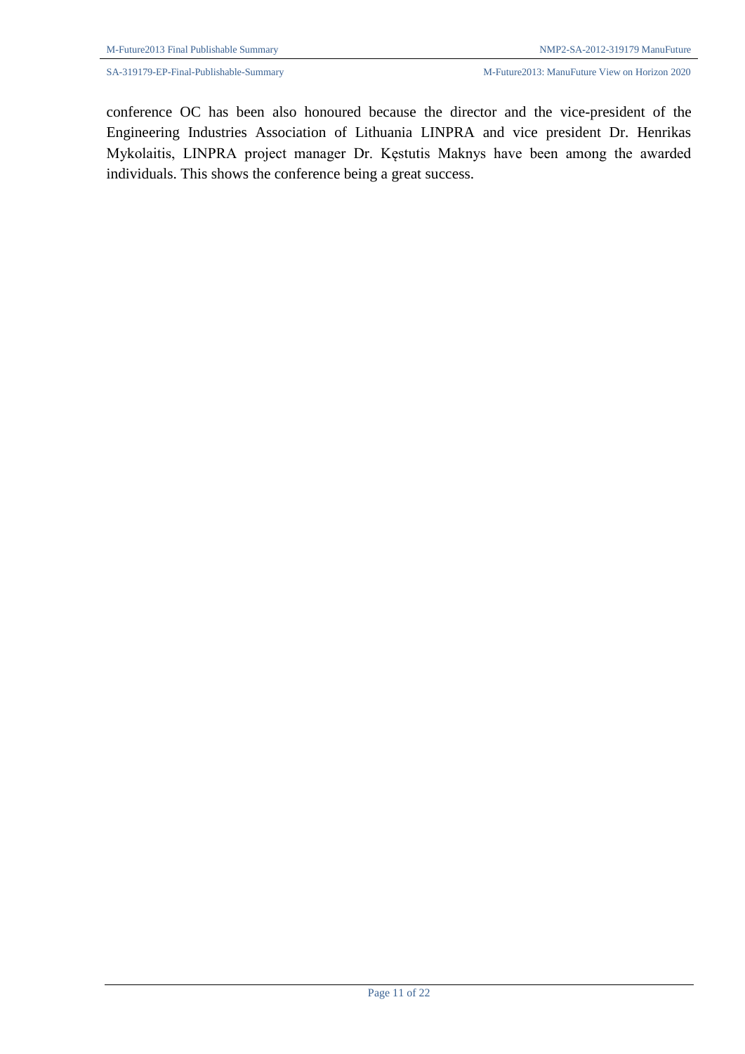conference OC has been also honoured because the director and the vice-president of the Engineering Industries Association of Lithuania LINPRA and vice president Dr. Henrikas Mykolaitis, LINPRA project manager Dr. Kęstutis Maknys have been among the awarded individuals. This shows the conference being a great success.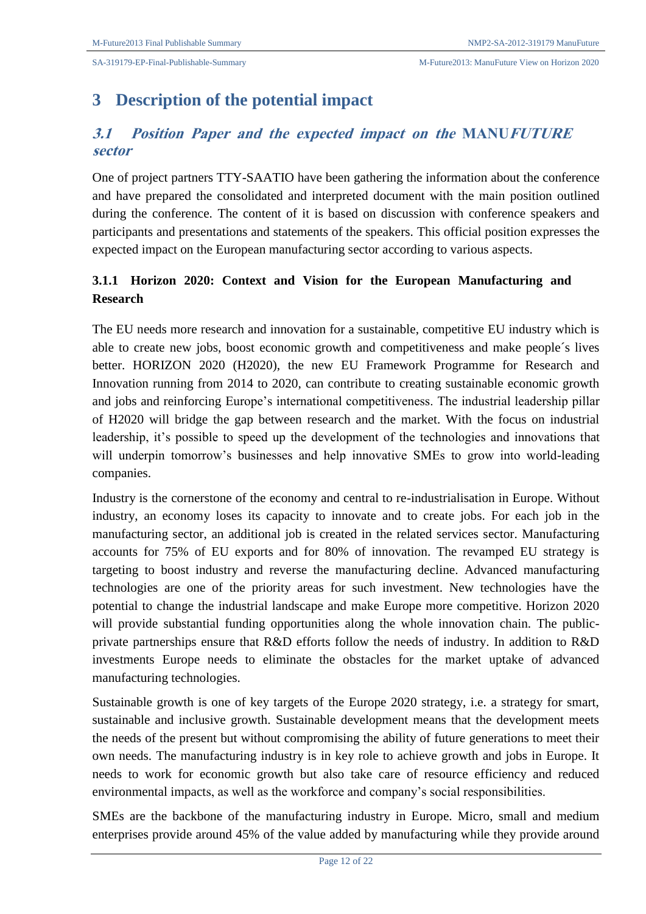# 3 Description of the potential impact

## *3.1 Position Paper and the expected impact on the* MANU*FUTURE* *sector*

One of project partners TTY-SAATIO have been gathering the information about the conference and have prepared the consolidated and interpreted document with the main position outlined during the conference. The content of it is based on discussion with conference speakers and participants and presentations and statements of the speakers. This official position expresses the expected impact on the European manufacturing sector according to various aspects.

### 3.1.1 Horizon 2020: Context and Vision for the European Manufacturing and Research

The EU needs more research and innovation for a sustainable, competitive EU industry which is able to create new jobs, boost economic growth and competitiveness and make people´s lives better. HORIZON 2020 (H2020), the new EU Framework Programme for Research and Innovation running from 2014 to 2020, can contribute to creating sustainable economic growth and jobs and reinforcing Europe's international competitiveness. The industrial leadership pillar of H2020 will bridge the gap between research and the market. With the focus on industrial leadership, it's possible to speed up the development of the technologies and innovations that will underpin tomorrow's businesses and help innovative SMEs to grow into world-leading companies.

Industry is the cornerstone of the economy and central to re-industrialisation in Europe. Without industry, an economy loses its capacity to innovate and to create jobs. For each job in the manufacturing sector, an additional job is created in the related services sector. Manufacturing accounts for 75% of EU exports and for 80% of innovation. The revamped EU strategy is targeting to boost industry and reverse the manufacturing decline. Advanced manufacturing technologies are one of the priority areas for such investment. New technologies have the potential to change the industrial landscape and make Europe more competitive. Horizon 2020 will provide substantial funding opportunities along the whole innovation chain. The public-private partnerships ensure that R&D efforts follow the needs of industry. In addition to R&D investments Europe needs to eliminate the obstacles for the market uptake of advanced manufacturing technologies.

Sustainable growth is one of key targets of the Europe 2020 strategy, i.e. a strategy for smart, sustainable and inclusive growth. Sustainable development means that the development meets the needs of the present but without compromising the ability of future generations to meet their own needs. The manufacturing industry is in key role to achieve growth and jobs in Europe. It needs to work for economic growth but also take care of resource efficiency and reduced environmental impacts, as well as the workforce and company's social responsibilities.

SMEs are the backbone of the manufacturing industry in Europe. Micro, small and medium enterprises provide around 45% of the value added by manufacturing while they provide around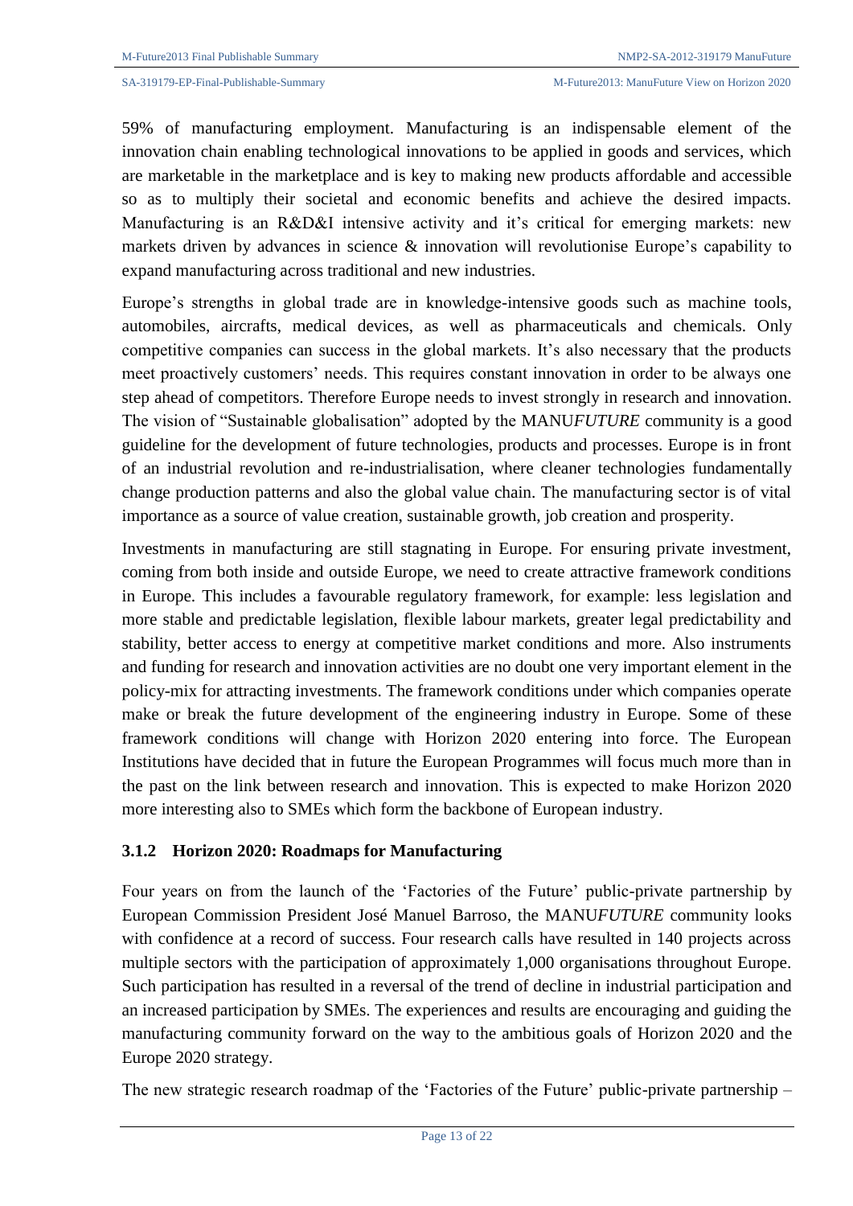59% of manufacturing employment. Manufacturing is an indispensable element of the innovation chain enabling technological innovations to be applied in goods and services, which are marketable in the marketplace and is key to making new products affordable and accessible so as to multiply their societal and economic benefits and achieve the desired impacts. Manufacturing is an R&D&I intensive activity and it's critical for emerging markets: new markets driven by advances in science & innovation will revolutionise Europe's capability to expand manufacturing across traditional and new industries.

Europe's strengths in global trade are in knowledge-intensive goods such as machine tools, automobiles, aircrafts, medical devices, as well as pharmaceuticals and chemicals. Only competitive companies can success in the global markets. It's also necessary that the products meet proactively customers' needs. This requires constant innovation in order to be always one step ahead of competitors. Therefore Europe needs to invest strongly in research and innovation. The vision of "Sustainable globalisation" adopted by the MANU*FUTURE* community is a good guideline for the development of future technologies, products and processes. Europe is in front of an industrial revolution and re-industrialisation, where cleaner technologies fundamentally change production patterns and also the global value chain. The manufacturing sector is of vital importance as a source of value creation, sustainable growth, job creation and prosperity.

Investments in manufacturing are still stagnating in Europe. For ensuring private investment, coming from both inside and outside Europe, we need to create attractive framework conditions in Europe. This includes a favourable regulatory framework, for example: less legislation and more stable and predictable legislation, flexible labour markets, greater legal predictability and stability, better access to energy at competitive market conditions and more. Also instruments and funding for research and innovation activities are no doubt one very important element in the policy-mix for attracting investments. The framework conditions under which companies operate make or break the future development of the engineering industry in Europe. Some of these framework conditions will change with Horizon 2020 entering into force. The European Institutions have decided that in future the European Programmes will focus much more than in the past on the link between research and innovation. This is expected to make Horizon 2020 more interesting also to SMEs which form the backbone of European industry.

### 3.1.2 Horizon 2020: Roadmaps for Manufacturing

Four years on from the launch of the 'Factories of the Future' public-private partnership by European Commission President José Manuel Barroso, the MANU*FUTURE* community looks with confidence at a record of success. Four research calls have resulted in 140 projects across multiple sectors with the participation of approximately 1,000 organisations throughout Europe. Such participation has resulted in a reversal of the trend of decline in industrial participation and an increased participation by SMEs. The experiences and results are encouraging and guiding the manufacturing community forward on the way to the ambitious goals of Horizon 2020 and the Europe 2020 strategy.

The new strategic research roadmap of the 'Factories of the Future' public-private partnership –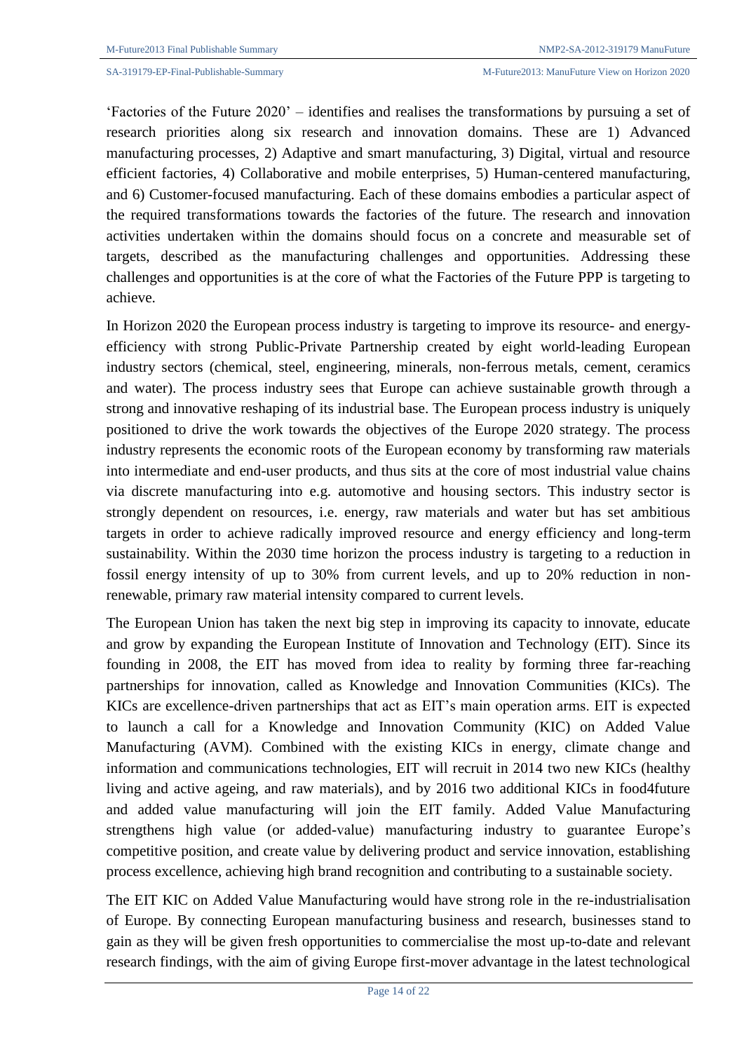'Factories of the Future 2020' – identifies and realises the transformations by pursuing a set of research priorities along six research and innovation domains. These are 1) Advanced manufacturing processes, 2) Adaptive and smart manufacturing, 3) Digital, virtual and resource efficient factories, 4) Collaborative and mobile enterprises, 5) Human-centered manufacturing, and 6) Customer-focused manufacturing. Each of these domains embodies a particular aspect of the required transformations towards the factories of the future. The research and innovation activities undertaken within the domains should focus on a concrete and measurable set of targets, described as the manufacturing challenges and opportunities. Addressing these challenges and opportunities is at the core of what the Factories of the Future PPP is targeting to achieve.

In Horizon 2020 the European process industry is targeting to improve its resource- and energy-efficiency with strong Public-Private Partnership created by eight world-leading European industry sectors (chemical, steel, engineering, minerals, non-ferrous metals, cement, ceramics and water). The process industry sees that Europe can achieve sustainable growth through a strong and innovative reshaping of its industrial base. The European process industry is uniquely positioned to drive the work towards the objectives of the Europe 2020 strategy. The process industry represents the economic roots of the European economy by transforming raw materials into intermediate and end-user products, and thus sits at the core of most industrial value chains via discrete manufacturing into e.g. automotive and housing sectors. This industry sector is strongly dependent on resources, i.e. energy, raw materials and water but has set ambitious targets in order to achieve radically improved resource and energy efficiency and long-term sustainability. Within the 2030 time horizon the process industry is targeting to a reduction in fossil energy intensity of up to 30% from current levels, and up to 20% reduction in non-renewable, primary raw material intensity compared to current levels.

The European Union has taken the next big step in improving its capacity to innovate, educate and grow by expanding the European Institute of Innovation and Technology (EIT). Since its founding in 2008, the EIT has moved from idea to reality by forming three far-reaching partnerships for innovation, called as Knowledge and Innovation Communities (KICs). The KICs are excellence-driven partnerships that act as EIT's main operation arms. EIT is expected to launch a call for a Knowledge and Innovation Community (KIC) on Added Value Manufacturing (AVM). Combined with the existing KICs in energy, climate change and information and communications technologies, EIT will recruit in 2014 two new KICs (healthy living and active ageing, and raw materials), and by 2016 two additional KICs in food4future and added value manufacturing will join the EIT family. Added Value Manufacturing strengthens high value (or added-value) manufacturing industry to guarantee Europe's competitive position, and create value by delivering product and service innovation, establishing process excellence, achieving high brand recognition and contributing to a sustainable society.

The EIT KIC on Added Value Manufacturing would have strong role in the re-industrialisation of Europe. By connecting European manufacturing business and research, businesses stand to gain as they will be given fresh opportunities to commercialise the most up-to-date and relevant research findings, with the aim of giving Europe first-mover advantage in the latest technological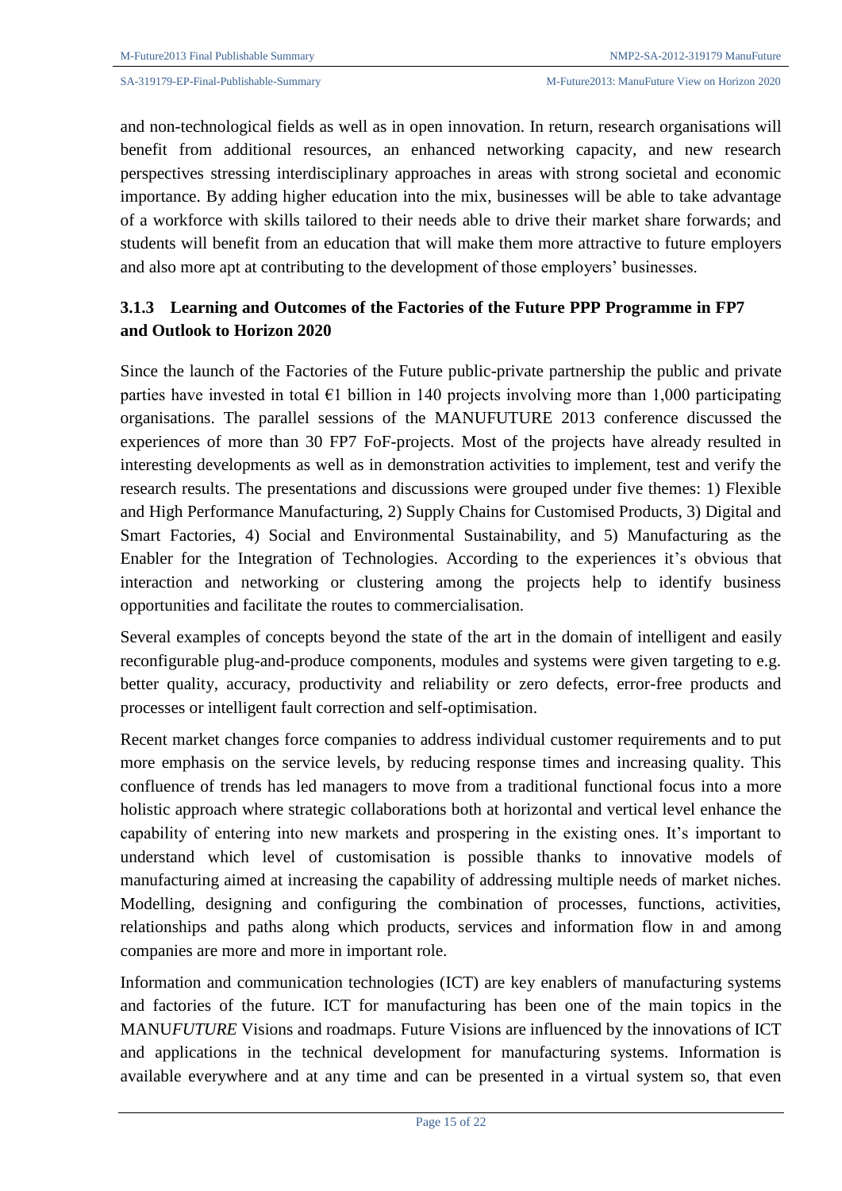and non-technological fields as well as in open innovation. In return, research organisations will benefit from additional resources, an enhanced networking capacity, and new research perspectives stressing interdisciplinary approaches in areas with strong societal and economic importance. By adding higher education into the mix, businesses will be able to take advantage of a workforce with skills tailored to their needs able to drive their market share forwards; and students will benefit from an education that will make them more attractive to future employers and also more apt at contributing to the development of those employers' businesses.

### 3.1.3 Learning and Outcomes of the Factories of the Future PPP Programme in FP7 and Outlook to Horizon 2020

Since the launch of the Factories of the Future public-private partnership the public and private parties have invested in total €1 billion in 140 projects involving more than 1,000 participating organisations. The parallel sessions of the MANUFUTURE 2013 conference discussed the experiences of more than 30 FP7 FoF-projects. Most of the projects have already resulted in interesting developments as well as in demonstration activities to implement, test and verify the research results. The presentations and discussions were grouped under five themes: 1) Flexible and High Performance Manufacturing, 2) Supply Chains for Customised Products, 3) Digital and Smart Factories, 4) Social and Environmental Sustainability, and 5) Manufacturing as the Enabler for the Integration of Technologies. According to the experiences it's obvious that interaction and networking or clustering among the projects help to identify business opportunities and facilitate the routes to commercialisation.

Several examples of concepts beyond the state of the art in the domain of intelligent and easily reconfigurable plug-and-produce components, modules and systems were given targeting to e.g. better quality, accuracy, productivity and reliability or zero defects, error-free products and processes or intelligent fault correction and self-optimisation.

Recent market changes force companies to address individual customer requirements and to put more emphasis on the service levels, by reducing response times and increasing quality. This confluence of trends has led managers to move from a traditional functional focus into a more holistic approach where strategic collaborations both at horizontal and vertical level enhance the capability of entering into new markets and prospering in the existing ones. It's important to understand which level of customisation is possible thanks to innovative models of manufacturing aimed at increasing the capability of addressing multiple needs of market niches. Modelling, designing and configuring the combination of processes, functions, activities, relationships and paths along which products, services and information flow in and among companies are more and more in important role.

Information and communication technologies (ICT) are key enablers of manufacturing systems and factories of the future. ICT for manufacturing has been one of the main topics in the MANU*FUTURE* Visions and roadmaps. Future Visions are influenced by the innovations of ICT and applications in the technical development for manufacturing systems. Information is available everywhere and at any time and can be presented in a virtual system so, that even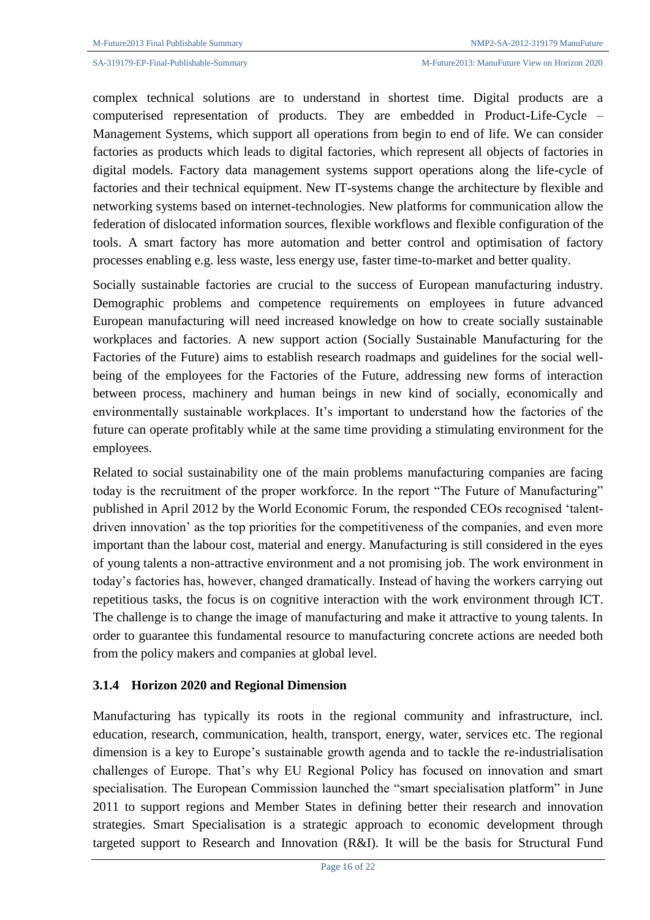complex technical solutions are to understand in shortest time. Digital products are a computerised representation of products. They are embedded in Product-Life-Cycle – Management Systems, which support all operations from begin to end of life. We can consider factories as products which leads to digital factories, which represent all objects of factories in digital models. Factory data management systems support operations along the life-cycle of factories and their technical equipment. New IT-systems change the architecture by flexible and networking systems based on internet-technologies. New platforms for communication allow the federation of dislocated information sources, flexible workflows and flexible configuration of the tools. A smart factory has more automation and better control and optimisation of factory processes enabling e.g. less waste, less energy use, faster time-to-market and better quality.

Socially sustainable factories are crucial to the success of European manufacturing industry. Demographic problems and competence requirements on employees in future advanced European manufacturing will need increased knowledge on how to create socially sustainable workplaces and factories. A new support action (Socially Sustainable Manufacturing for the Factories of the Future) aims to establish research roadmaps and guidelines for the social well-being of the employees for the Factories of the Future, addressing new forms of interaction between process, machinery and human beings in new kind of socially, economically and environmentally sustainable workplaces. It's important to understand how the factories of the future can operate profitably while at the same time providing a stimulating environment for the employees.

Related to social sustainability one of the main problems manufacturing companies are facing today is the recruitment of the proper workforce. In the report "The Future of Manufacturing" published in April 2012 by the World Economic Forum, the responded CEOs recognised 'talent-driven innovation' as the top priorities for the competitiveness of the companies, and even more important than the labour cost, material and energy. Manufacturing is still considered in the eyes of young talents a non-attractive environment and a not promising job. The work environment in today's factories has, however, changed dramatically. Instead of having the workers carrying out repetitious tasks, the focus is on cognitive interaction with the work environment through ICT. The challenge is to change the image of manufacturing and make it attractive to young talents. In order to guarantee this fundamental resource to manufacturing concrete actions are needed both from the policy makers and companies at global level.

### 3.1.4 Horizon 2020 and Regional Dimension

Manufacturing has typically its roots in the regional community and infrastructure, incl. education, research, communication, health, transport, energy, water, services etc. The regional dimension is a key to Europe's sustainable growth agenda and to tackle the re-industrialisation challenges of Europe. That's why EU Regional Policy has focused on innovation and smart specialisation. The European Commission launched the "smart specialisation platform" in June 2011 to support regions and Member States in defining better their research and innovation strategies. Smart Specialisation is a strategic approach to economic development through targeted support to Research and Innovation (R&I). It will be the basis for Structural Fund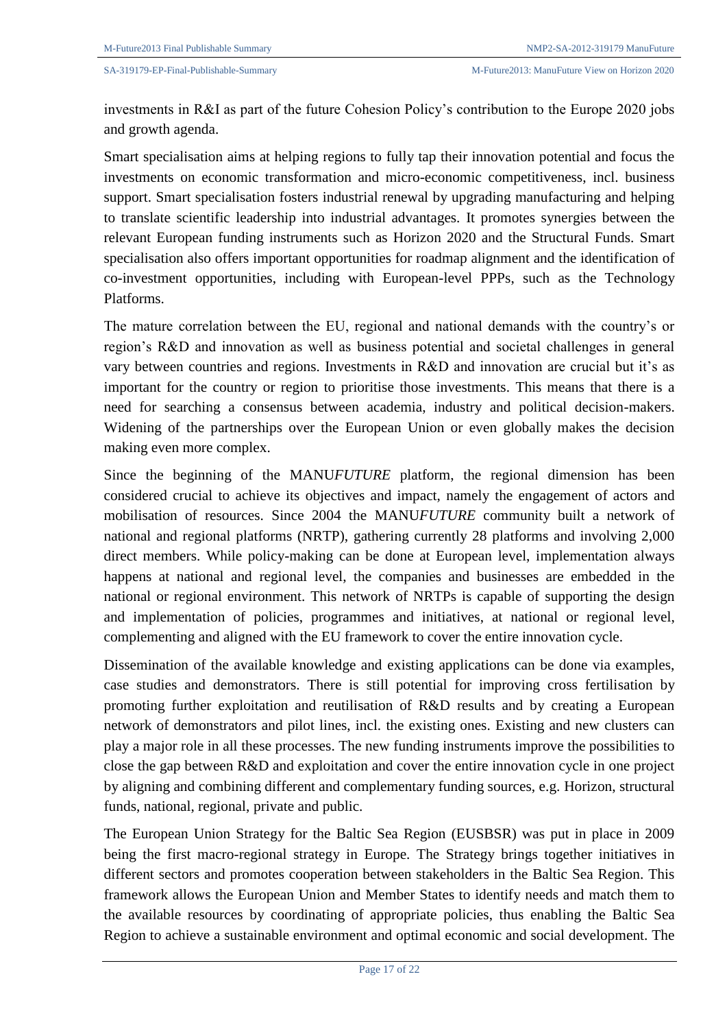investments in R&I as part of the future Cohesion Policy's contribution to the Europe 2020 jobs and growth agenda.

Smart specialisation aims at helping regions to fully tap their innovation potential and focus the investments on economic transformation and micro-economic competitiveness, incl. business support. Smart specialisation fosters industrial renewal by upgrading manufacturing and helping to translate scientific leadership into industrial advantages. It promotes synergies between the relevant European funding instruments such as Horizon 2020 and the Structural Funds. Smart specialisation also offers important opportunities for roadmap alignment and the identification of co-investment opportunities, including with European-level PPPs, such as the Technology Platforms.

The mature correlation between the EU, regional and national demands with the country's or region's R&D and innovation as well as business potential and societal challenges in general vary between countries and regions. Investments in R&D and innovation are crucial but it's as important for the country or region to prioritise those investments. This means that there is a need for searching a consensus between academia, industry and political decision-makers. Widening of the partnerships over the European Union or even globally makes the decision making even more complex.

Since the beginning of the MANU*FUTURE* platform, the regional dimension has been considered crucial to achieve its objectives and impact, namely the engagement of actors and mobilisation of resources. Since 2004 the MANU*FUTURE* community built a network of national and regional platforms (NRTP), gathering currently 28 platforms and involving 2,000 direct members. While policy-making can be done at European level, implementation always happens at national and regional level, the companies and businesses are embedded in the national or regional environment. This network of NRTPs is capable of supporting the design and implementation of policies, programmes and initiatives, at national or regional level, complementing and aligned with the EU framework to cover the entire innovation cycle.

Dissemination of the available knowledge and existing applications can be done via examples, case studies and demonstrators. There is still potential for improving cross fertilisation by promoting further exploitation and reutilisation of R&D results and by creating a European network of demonstrators and pilot lines, incl. the existing ones. Existing and new clusters can play a major role in all these processes. The new funding instruments improve the possibilities to close the gap between R&D and exploitation and cover the entire innovation cycle in one project by aligning and combining different and complementary funding sources, e.g. Horizon, structural funds, national, regional, private and public.

The European Union Strategy for the Baltic Sea Region (EUSBSR) was put in place in 2009 being the first macro-regional strategy in Europe. The Strategy brings together initiatives in different sectors and promotes cooperation between stakeholders in the Baltic Sea Region. This framework allows the European Union and Member States to identify needs and match them to the available resources by coordinating of appropriate policies, thus enabling the Baltic Sea Region to achieve a sustainable environment and optimal economic and social development. The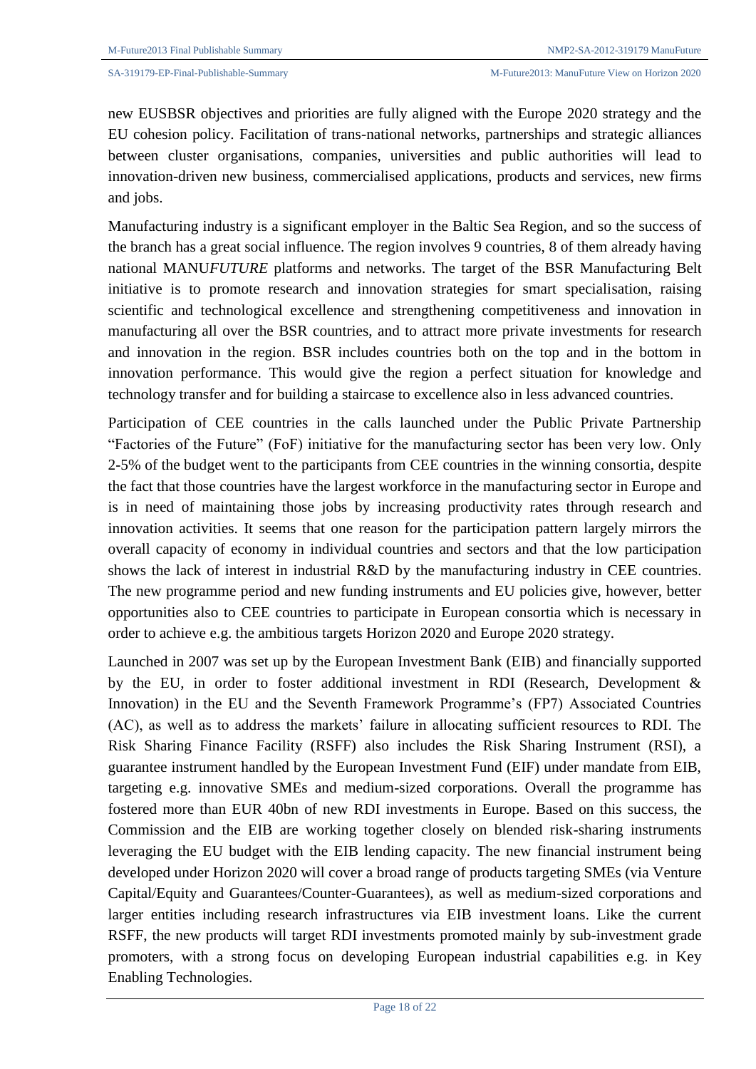new EUSBSR objectives and priorities are fully aligned with the Europe 2020 strategy and the EU cohesion policy. Facilitation of trans-national networks, partnerships and strategic alliances between cluster organisations, companies, universities and public authorities will lead to innovation-driven new business, commercialised applications, products and services, new firms and jobs.

Manufacturing industry is a significant employer in the Baltic Sea Region, and so the success of the branch has a great social influence. The region involves 9 countries, 8 of them already having national MANU*FUTURE* platforms and networks. The target of the BSR Manufacturing Belt initiative is to promote research and innovation strategies for smart specialisation, raising scientific and technological excellence and strengthening competitiveness and innovation in manufacturing all over the BSR countries, and to attract more private investments for research and innovation in the region. BSR includes countries both on the top and in the bottom in innovation performance. This would give the region a perfect situation for knowledge and technology transfer and for building a staircase to excellence also in less advanced countries.

Participation of CEE countries in the calls launched under the Public Private Partnership "Factories of the Future" (FoF) initiative for the manufacturing sector has been very low. Only 2-5% of the budget went to the participants from CEE countries in the winning consortia, despite the fact that those countries have the largest workforce in the manufacturing sector in Europe and is in need of maintaining those jobs by increasing productivity rates through research and innovation activities. It seems that one reason for the participation pattern largely mirrors the overall capacity of economy in individual countries and sectors and that the low participation shows the lack of interest in industrial R&D by the manufacturing industry in CEE countries. The new programme period and new funding instruments and EU policies give, however, better opportunities also to CEE countries to participate in European consortia which is necessary in order to achieve e.g. the ambitious targets Horizon 2020 and Europe 2020 strategy.

Launched in 2007 was set up by the European Investment Bank (EIB) and financially supported by the EU, in order to foster additional investment in RDI (Research, Development & Innovation) in the EU and the Seventh Framework Programme's (FP7) Associated Countries (AC), as well as to address the markets' failure in allocating sufficient resources to RDI. The Risk Sharing Finance Facility (RSFF) also includes the Risk Sharing Instrument (RSI), a guarantee instrument handled by the European Investment Fund (EIF) under mandate from EIB, targeting e.g. innovative SMEs and medium-sized corporations. Overall the programme has fostered more than EUR 40bn of new RDI investments in Europe. Based on this success, the Commission and the EIB are working together closely on blended risk-sharing instruments leveraging the EU budget with the EIB lending capacity. The new financial instrument being developed under Horizon 2020 will cover a broad range of products targeting SMEs (via Venture Capital/Equity and Guarantees/Counter-Guarantees), as well as medium-sized corporations and larger entities including research infrastructures via EIB investment loans. Like the current RSFF, the new products will target RDI investments promoted mainly by sub-investment grade promoters, with a strong focus on developing European industrial capabilities e.g. in Key Enabling Technologies.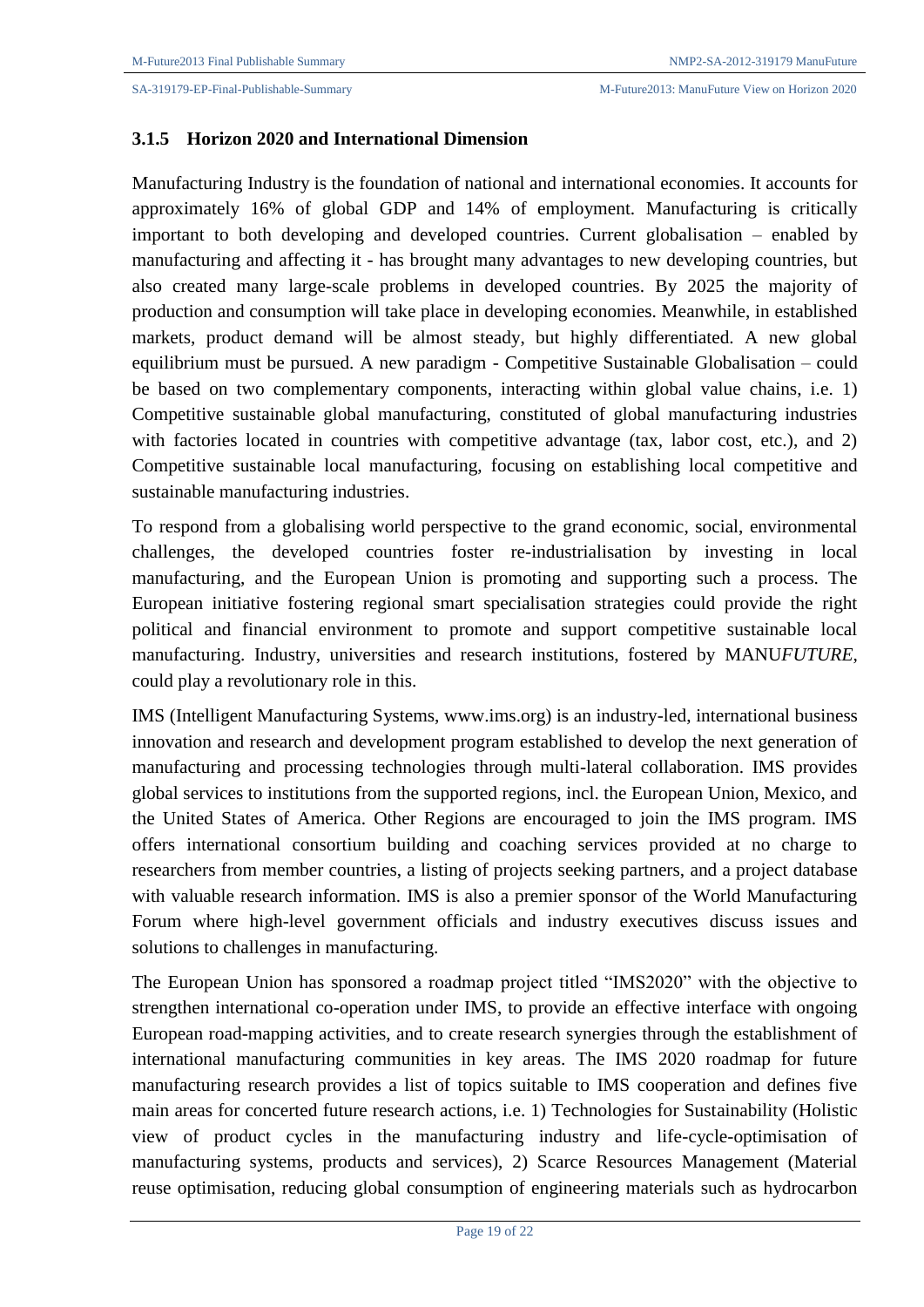### 3.1.5 Horizon 2020 and International Dimension

Manufacturing Industry is the foundation of national and international economies. It accounts for approximately 16% of global GDP and 14% of employment. Manufacturing is critically important to both developing and developed countries. Current globalisation – enabled by manufacturing and affecting it - has brought many advantages to new developing countries, but also created many large-scale problems in developed countries. By 2025 the majority of production and consumption will take place in developing economies. Meanwhile, in established markets, product demand will be almost steady, but highly differentiated. A new global equilibrium must be pursued. A new paradigm - Competitive Sustainable Globalisation – could be based on two complementary components, interacting within global value chains, i.e. 1) Competitive sustainable global manufacturing, constituted of global manufacturing industries with factories located in countries with competitive advantage (tax, labor cost, etc.), and 2) Competitive sustainable local manufacturing, focusing on establishing local competitive and sustainable manufacturing industries.

To respond from a globalising world perspective to the grand economic, social, environmental challenges, the developed countries foster re-industrialisation by investing in local manufacturing, and the European Union is promoting and supporting such a process. The European initiative fostering regional smart specialisation strategies could provide the right political and financial environment to promote and support competitive sustainable local manufacturing. Industry, universities and research institutions, fostered by MANU*FUTURE*, could play a revolutionary role in this.

IMS (Intelligent Manufacturing Systems, www.ims.org) is an industry-led, international business innovation and research and development program established to develop the next generation of manufacturing and processing technologies through multi-lateral collaboration. IMS provides global services to institutions from the supported regions, incl. the European Union, Mexico, and the United States of America. Other Regions are encouraged to join the IMS program. IMS offers international consortium building and coaching services provided at no charge to researchers from member countries, a listing of projects seeking partners, and a project database with valuable research information. IMS is also a premier sponsor of the World Manufacturing Forum where high-level government officials and industry executives discuss issues and solutions to challenges in manufacturing.

The European Union has sponsored a roadmap project titled "IMS2020" with the objective to strengthen international co-operation under IMS, to provide an effective interface with ongoing European road-mapping activities, and to create research synergies through the establishment of international manufacturing communities in key areas. The IMS 2020 roadmap for future manufacturing research provides a list of topics suitable to IMS cooperation and defines five main areas for concerted future research actions, i.e. 1) Technologies for Sustainability (Holistic view of product cycles in the manufacturing industry and life-cycle-optimisation of manufacturing systems, products and services), 2) Scarce Resources Management (Material reuse optimisation, reducing global consumption of engineering materials such as hydrocarbon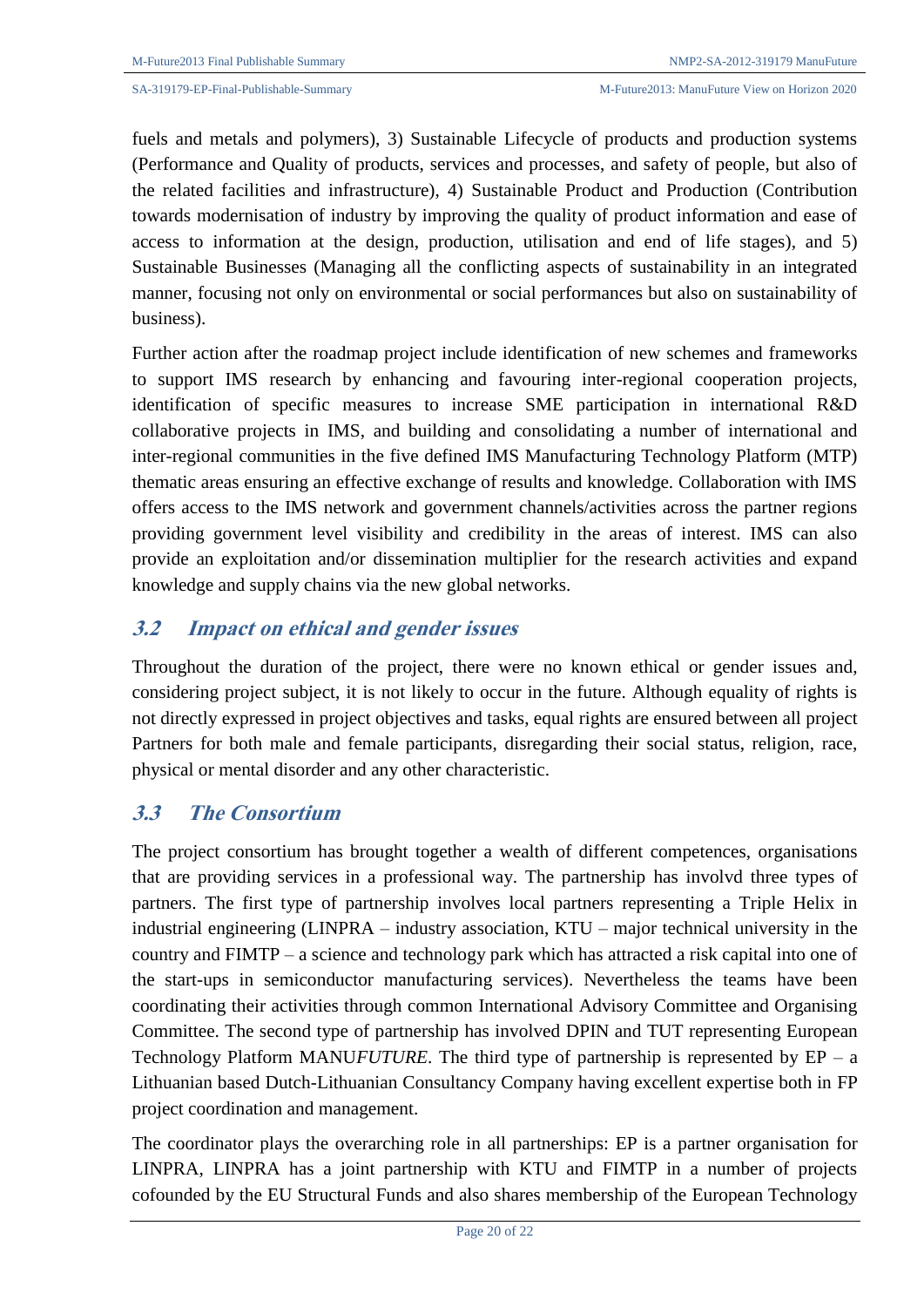fuels and metals and polymers), 3) Sustainable Lifecycle of products and production systems (Performance and Quality of products, services and processes, and safety of people, but also of the related facilities and infrastructure), 4) Sustainable Product and Production (Contribution towards modernisation of industry by improving the quality of product information and ease of access to information at the design, production, utilisation and end of life stages), and 5) Sustainable Businesses (Managing all the conflicting aspects of sustainability in an integrated manner, focusing not only on environmental or social performances but also on sustainability of business).

Further action after the roadmap project include identification of new schemes and frameworks to support IMS research by enhancing and favouring inter-regional cooperation projects, identification of specific measures to increase SME participation in international R&D collaborative projects in IMS, and building and consolidating a number of international and inter-regional communities in the five defined IMS Manufacturing Technology Platform (MTP) thematic areas ensuring an effective exchange of results and knowledge. Collaboration with IMS offers access to the IMS network and government channels/activities across the partner regions providing government level visibility and credibility in the areas of interest. IMS can also provide an exploitation and/or dissemination multiplier for the research activities and expand knowledge and supply chains via the new global networks.

## 3.2 Impact on ethical and gender issues

Throughout the duration of the project, there were no known ethical or gender issues and, considering project subject, it is not likely to occur in the future. Although equality of rights is not directly expressed in project objectives and tasks, equal rights are ensured between all project Partners for both male and female participants, disregarding their social status, religion, race, physical or mental disorder and any other characteristic.

## 3.3 The Consortium

The project consortium has brought together a wealth of different competences, organisations that are providing services in a professional way. The partnership has involvd three types of partners. The first type of partnership involves local partners representing a Triple Helix in industrial engineering (LINPRA – industry association, KTU – major technical university in the country and FIMTP – a science and technology park which has attracted a risk capital into one of the start-ups in semiconductor manufacturing services). Nevertheless the teams have been coordinating their activities through common International Advisory Committee and Organising Committee. The second type of partnership has involved DPIN and TUT representing European Technology Platform MANU*FUTURE*. The third type of partnership is represented by EP – a Lithuanian based Dutch-Lithuanian Consultancy Company having excellent expertise both in FP project coordination and management.

The coordinator plays the overarching role in all partnerships: EP is a partner organisation for LINPRA, LINPRA has a joint partnership with KTU and FIMTP in a number of projects cofounded by the EU Structural Funds and also shares membership of the European Technology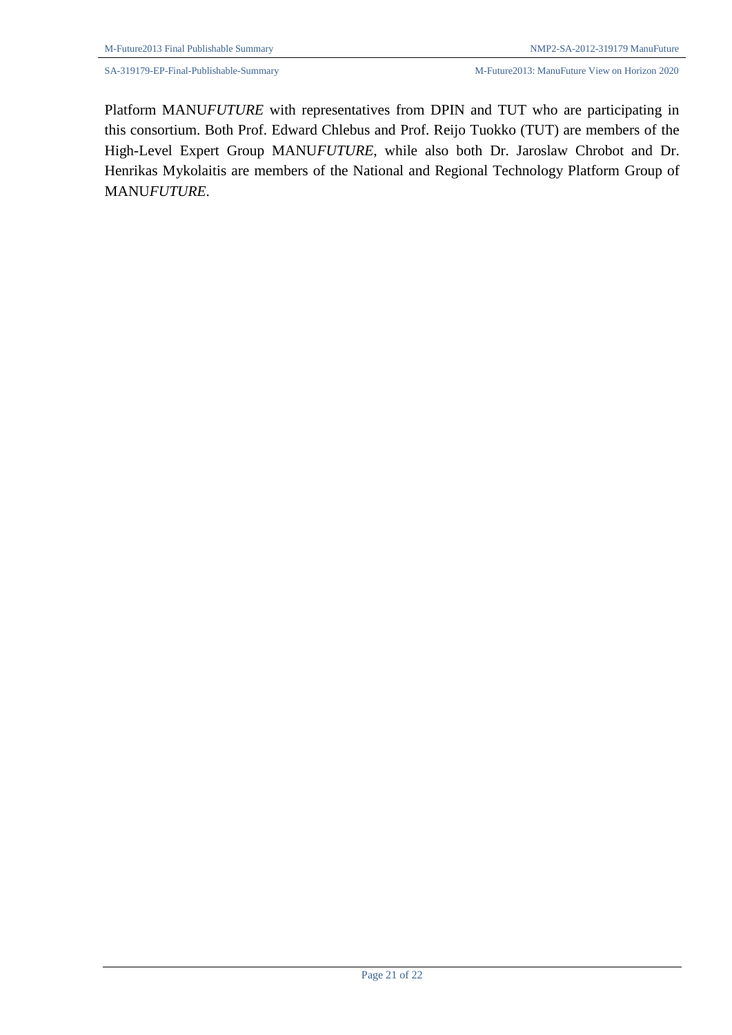Platform MANU*FUTURE* with representatives from DPIN and TUT who are participating in this consortium. Both Prof. Edward Chlebus and Prof. Reijo Tuokko (TUT) are members of the High-Level Expert Group MANU*FUTURE*, while also both Dr. Jaroslaw Chrobot and Dr. Henrikas Mykolaitis are members of the National and Regional Technology Platform Group of MANU*FUTURE*.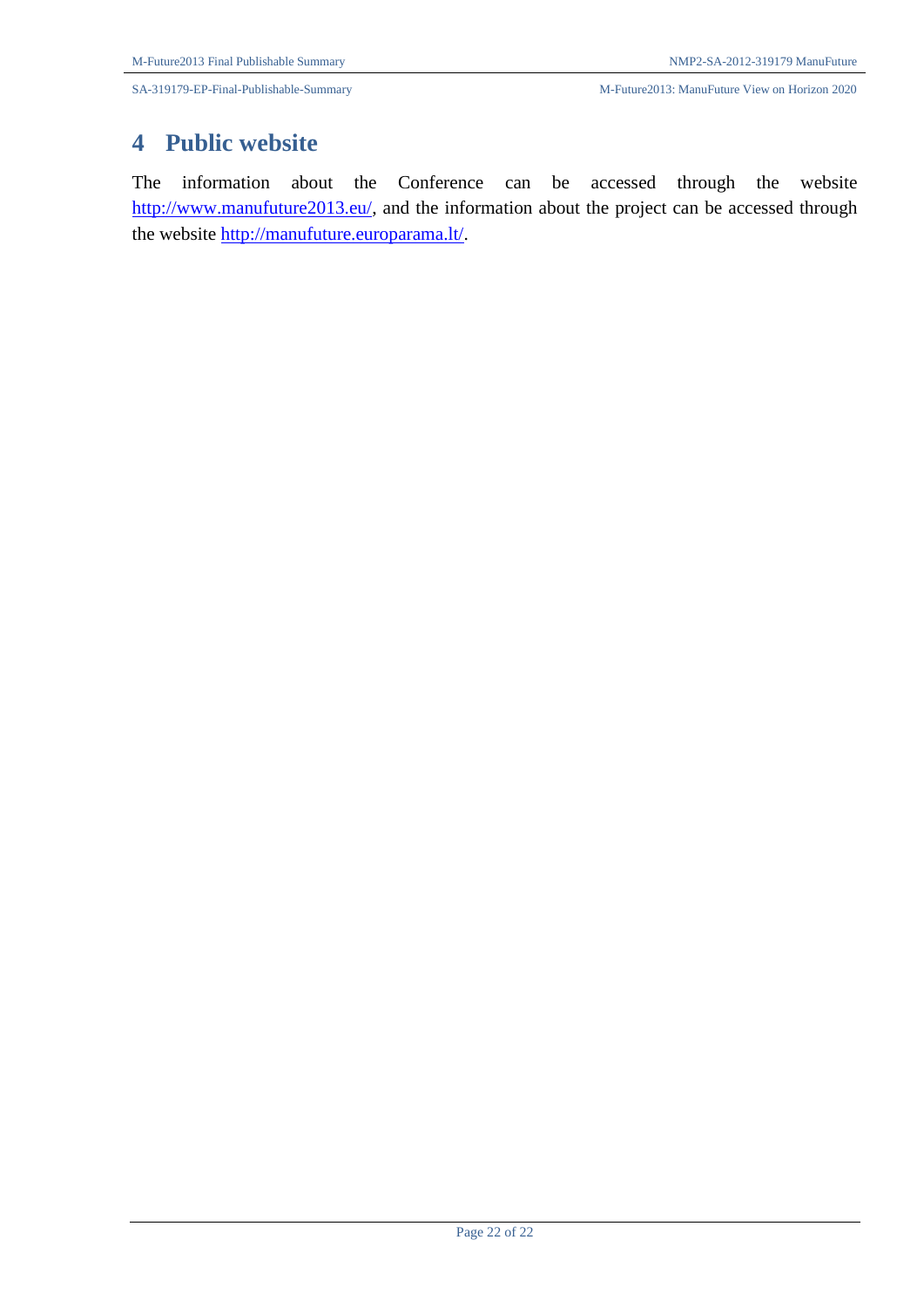# 4 Public website

The information about the Conference can be accessed through the website http://www.manufuture2013.eu/, and the information about the project can be accessed through the website http://manufuture.europarama.lt/.